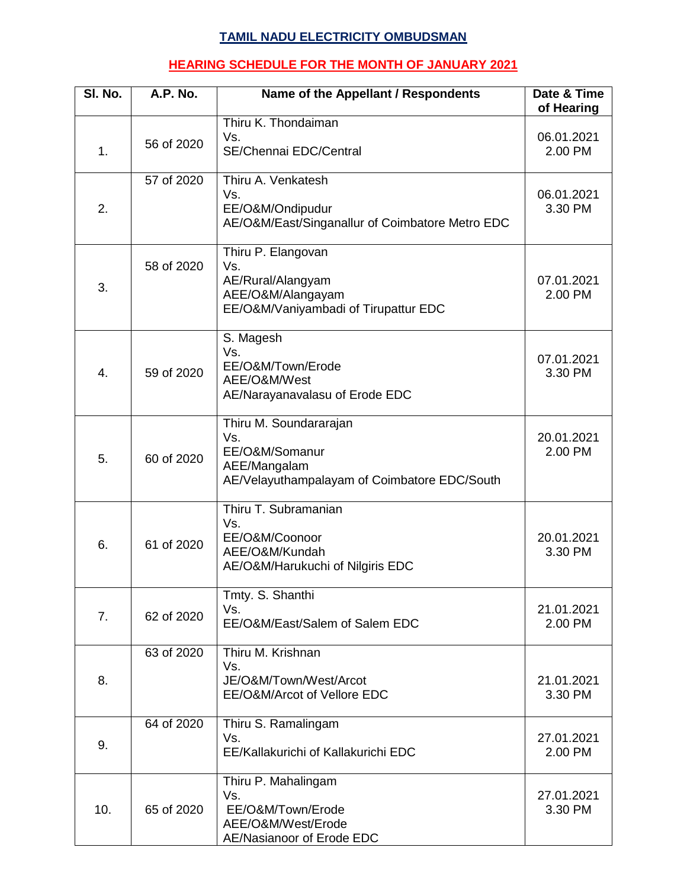# TAMIL NADU ELECTRICITY OMBUDSMAN

## HEARING SCHEDULE FOR THE MONTH OF JANUARY 2021

| Sl. No. | A.P. No. | Name of the Appellant / Respondents | Date & Time of Hearing |
|---|---|---|---|
| 1. | 56 of 2020 | Thiru K. Thondaiman<br>Vs.<br>SE/Chennai EDC/Central | 06.01.2021<br>2.00 PM |
| 2. | 57 of 2020 | Thiru A. Venkatesh<br>Vs.<br>EE/O&M/Ondipudur<br>AE/O&M/East/Singanallur of Coimbatore Metro EDC | 06.01.2021<br>3.30 PM |
| 3. | 58 of 2020 | Thiru P. Elangovan<br>Vs.<br>AE/Rural/Alangyam<br>AEE/O&M/Alangayam<br>EE/O&M/Vaniyambadi of Tirupattur EDC | 07.01.2021<br>2.00 PM |
| 4. | 59 of 2020 | S. Magesh<br>Vs.<br>EE/O&M/Town/Erode<br>AEE/O&M/West<br>AE/Narayanavalasu of Erode EDC | 07.01.2021<br>3.30 PM |
| 5. | 60 of 2020 | Thiru M. Soundararajan<br>Vs.<br>EE/O&M/Somanur<br>AEE/Mangalam<br>AE/Velayuthampalayam of Coimbatore EDC/South | 20.01.2021<br>2.00 PM |
| 6. | 61 of 2020 | Thiru T. Subramanian<br>Vs.<br>EE/O&M/Coonoor<br>AEE/O&M/Kundah<br>AE/O&M/Harukuchi of Nilgiris EDC | 20.01.2021<br>3.30 PM |
| 7. | 62 of 2020 | Tmty. S. Shanthi<br>Vs.<br>EE/O&M/East/Salem of Salem EDC | 21.01.2021<br>2.00 PM |
| 8. | 63 of 2020 | Thiru M. Krishnan<br>Vs.<br>JE/O&M/Town/West/Arcot<br>EE/O&M/Arcot of Vellore EDC | 21.01.2021<br>3.30 PM |
| 9. | 64 of 2020 | Thiru S. Ramalingam<br>Vs.<br>EE/Kallakurichi of Kallakurichi EDC | 27.01.2021<br>2.00 PM |
| 10. | 65 of 2020 | Thiru P. Mahalingam<br>Vs.<br>EE/O&M/Town/Erode<br>AEE/O&M/West/Erode<br>AE/Nasianoor of Erode EDC | 27.01.2021<br>3.30 PM |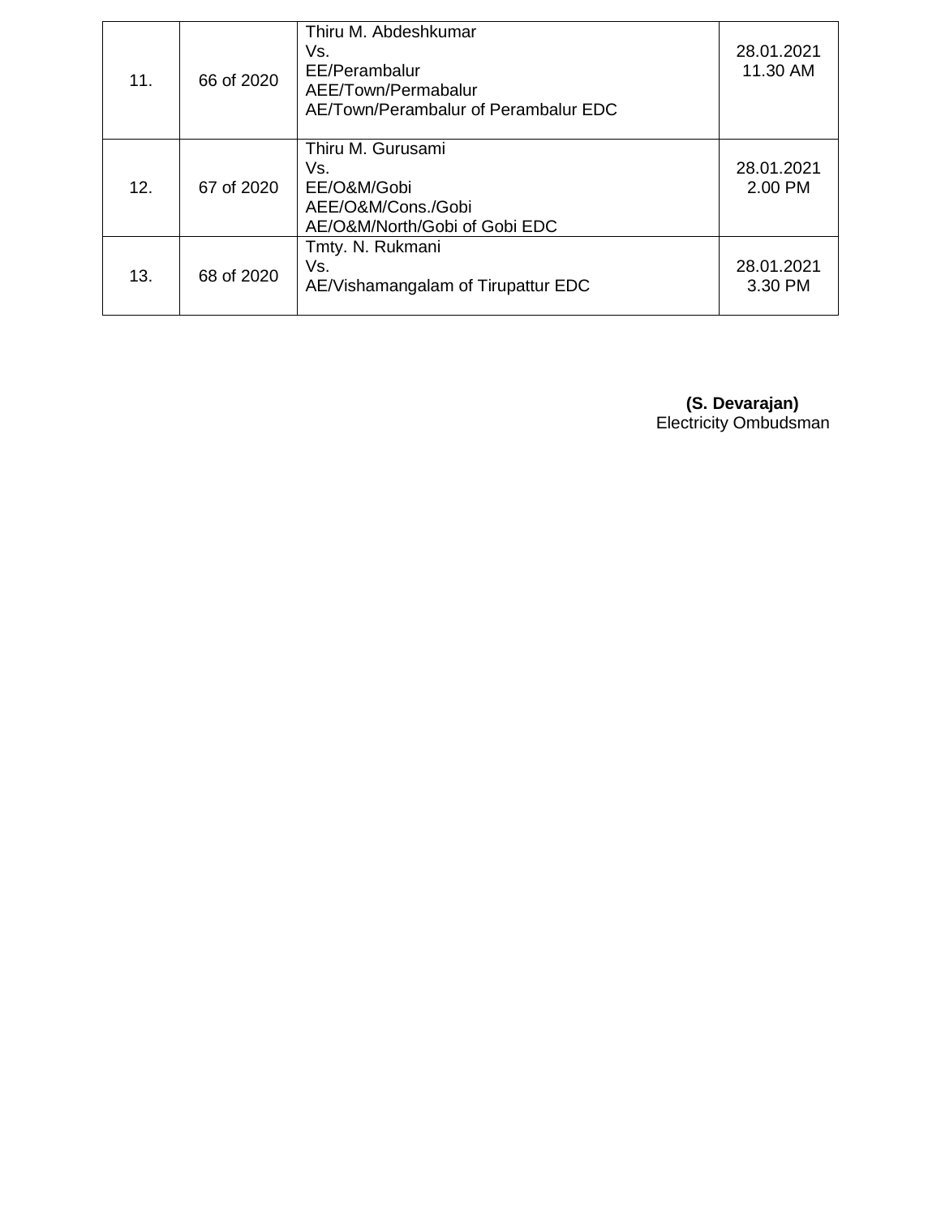| | | | |
|---|---|---|---|
| 11. | 66 of 2020 | Thiru M. Abdeshkumar<br>Vs.<br>EE/Perambalur<br>AEE/Town/Permabalur<br>AE/Town/Perambalur of Perambalur EDC | 28.01.2021<br>11.30 AM |
| 12. | 67 of 2020 | Thiru M. Gurusami<br>Vs.<br>EE/O&M/Gobi<br>AEE/O&M/Cons./Gobi<br>AE/O&M/North/Gobi of Gobi EDC | 28.01.2021<br>2.00 PM |
| 13. | 68 of 2020 | Tmty. N. Rukmani<br>Vs.<br>AE/Vishamangalam of Tirupattur EDC | 28.01.2021<br>3.30 PM |

**(S. Devarajan)**
Electricity Ombudsman